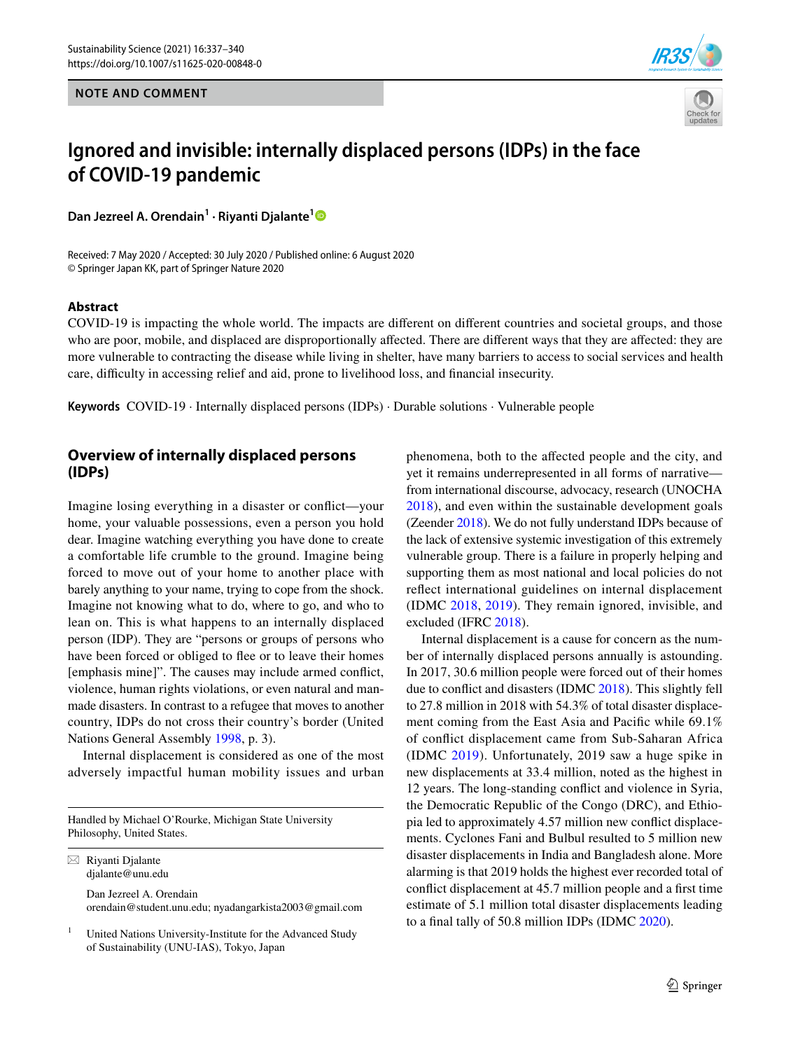NOTE AND COMMENT

# Ignored and invisible: internally displaced persons (IDPs) in the face of COVID-19 pandemic

**Dan Jezreel A. Orendain[1] · Riyanti Djalante[1]**

Received: 7 May 2020 / Accepted: 30 July 2020 / Published online: 6 August 2020
© Springer Japan KK, part of Springer Nature 2020

## Abstract

COVID-19 is impacting the whole world. The impacts are different on different countries and societal groups, and those who are poor, mobile, and displaced are disproportionally affected. There are different ways that they are affected: they are more vulnerable to contracting the disease while living in shelter, have many barriers to access to social services and health care, difficulty in accessing relief and aid, prone to livelihood loss, and financial insecurity.

**Keywords** COVID-19 · Internally displaced persons (IDPs) · Durable solutions · Vulnerable people

## Overview of internally displaced persons (IDPs)

Imagine losing everything in a disaster or conflict—your home, your valuable possessions, even a person you hold dear. Imagine watching everything you have done to create a comfortable life crumble to the ground. Imagine being forced to move out of your home to another place with barely anything to your name, trying to cope from the shock. Imagine not knowing what to do, where to go, and who to lean on. This is what happens to an internally displaced person (IDP). They are "persons or groups of persons who have been forced or obliged to flee or to leave their homes [emphasis mine]". The causes may include armed conflict, violence, human rights violations, or even natural and man-made disasters. In contrast to a refugee that moves to another country, IDPs do not cross their country's border (United Nations General Assembly 1998, p. 3).

Internal displacement is considered as one of the most adversely impactful human mobility issues and urban phenomena, both to the affected people and the city, and yet it remains underrepresented in all forms of narrative—from international discourse, advocacy, research (UNOCHA 2018), and even within the sustainable development goals (Zeender 2018). We do not fully understand IDPs because of the lack of extensive systemic investigation of this extremely vulnerable group. There is a failure in properly helping and supporting them as most national and local policies do not reflect international guidelines on internal displacement (IDMC 2018, 2019). They remain ignored, invisible, and excluded (IFRC 2018).

Internal displacement is a cause for concern as the number of internally displaced persons annually is astounding. In 2017, 30.6 million people were forced out of their homes due to conflict and disasters (IDMC 2018). This slightly fell to 27.8 million in 2018 with 54.3% of total disaster displacement coming from the East Asia and Pacific while 69.1% of conflict displacement came from Sub-Saharan Africa (IDMC 2019). Unfortunately, 2019 saw a huge spike in new displacements at 33.4 million, noted as the highest in 12 years. The long-standing conflict and violence in Syria, the Democratic Republic of the Congo (DRC), and Ethiopia led to approximately 4.57 million new conflict displacements. Cyclones Fani and Bulbul resulted to 5 million new disaster displacements in India and Bangladesh alone. More alarming is that 2019 holds the highest ever recorded total of conflict displacement at 45.7 million people and a first time estimate of 5.1 million total disaster displacements leading to a final tally of 50.8 million IDPs (IDMC 2020).

---

Handled by Michael O'Rourke, Michigan State University Philosophy, United States.

✉ Riyanti Djalante
djalante@unu.edu

Dan Jezreel A. Orendain
orendain@student.unu.edu; nyadangarkista2003@gmail.com

[1] United Nations University-Institute for the Advanced Study of Sustainability (UNU-IAS), Tokyo, Japan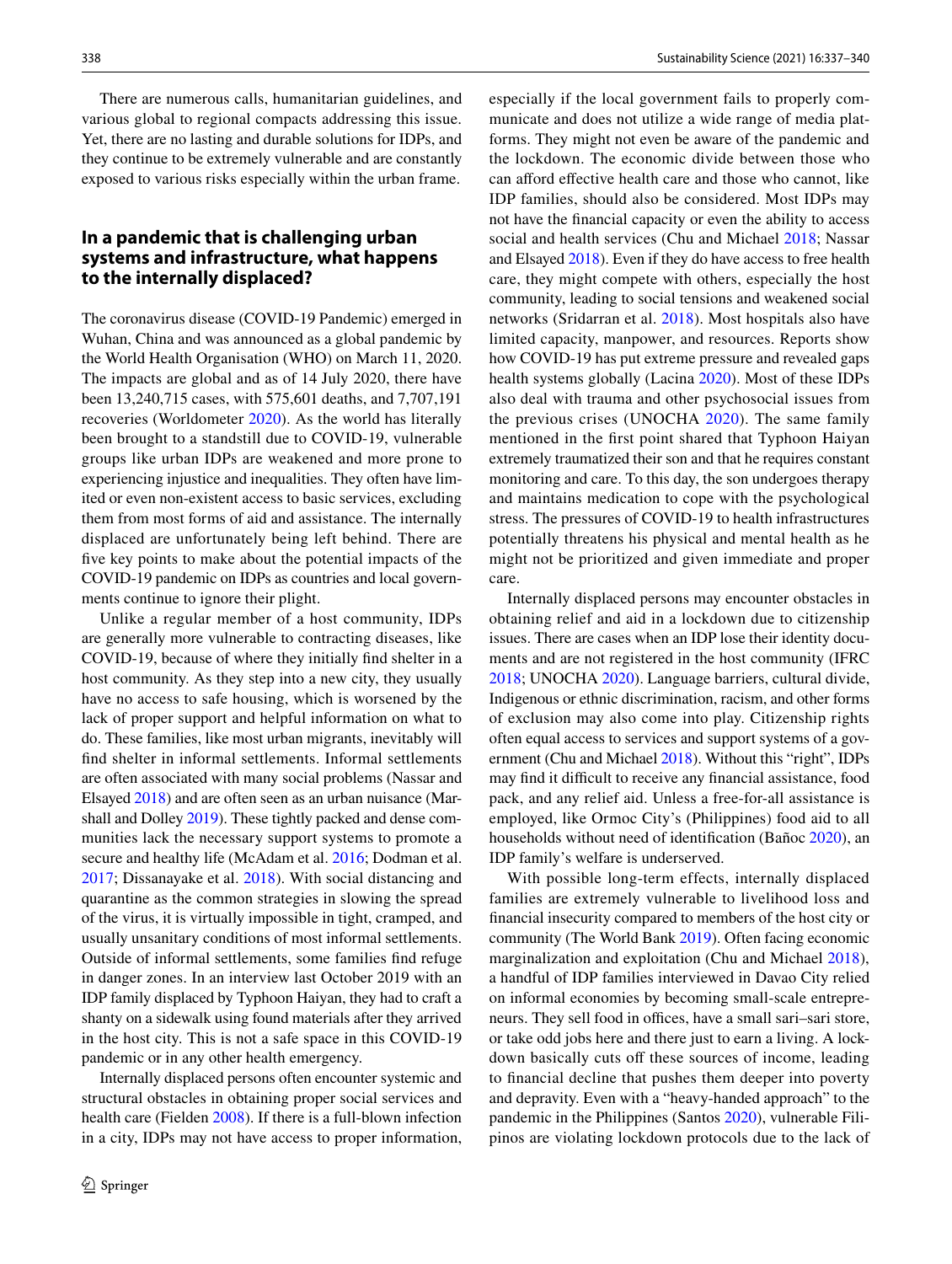There are numerous calls, humanitarian guidelines, and various global to regional compacts addressing this issue. Yet, there are no lasting and durable solutions for IDPs, and they continue to be extremely vulnerable and are constantly exposed to various risks especially within the urban frame.

## In a pandemic that is challenging urban systems and infrastructure, what happens to the internally displaced?

The coronavirus disease (COVID-19 Pandemic) emerged in Wuhan, China and was announced as a global pandemic by the World Health Organisation (WHO) on March 11, 2020. The impacts are global and as of 14 July 2020, there have been 13,240,715 cases, with 575,601 deaths, and 7,707,191 recoveries (Worldometer 2020). As the world has literally been brought to a standstill due to COVID-19, vulnerable groups like urban IDPs are weakened and more prone to experiencing injustice and inequalities. They often have limited or even non-existent access to basic services, excluding them from most forms of aid and assistance. The internally displaced are unfortunately being left behind. There are five key points to make about the potential impacts of the COVID-19 pandemic on IDPs as countries and local governments continue to ignore their plight.

Unlike a regular member of a host community, IDPs are generally more vulnerable to contracting diseases, like COVID-19, because of where they initially find shelter in a host community. As they step into a new city, they usually have no access to safe housing, which is worsened by the lack of proper support and helpful information on what to do. These families, like most urban migrants, inevitably will find shelter in informal settlements. Informal settlements are often associated with many social problems (Nassar and Elsayed 2018) and are often seen as an urban nuisance (Marshall and Dolley 2019). These tightly packed and dense communities lack the necessary support systems to promote a secure and healthy life (McAdam et al. 2016; Dodman et al. 2017; Dissanayake et al. 2018). With social distancing and quarantine as the common strategies in slowing the spread of the virus, it is virtually impossible in tight, cramped, and usually unsanitary conditions of most informal settlements. Outside of informal settlements, some families find refuge in danger zones. In an interview last October 2019 with an IDP family displaced by Typhoon Haiyan, they had to craft a shanty on a sidewalk using found materials after they arrived in the host city. This is not a safe space in this COVID-19 pandemic or in any other health emergency.

Internally displaced persons often encounter systemic and structural obstacles in obtaining proper social services and health care (Fielden 2008). If there is a full-blown infection in a city, IDPs may not have access to proper information, especially if the local government fails to properly communicate and does not utilize a wide range of media platforms. They might not even be aware of the pandemic and the lockdown. The economic divide between those who can afford effective health care and those who cannot, like IDP families, should also be considered. Most IDPs may not have the financial capacity or even the ability to access social and health services (Chu and Michael 2018; Nassar and Elsayed 2018). Even if they do have access to free health care, they might compete with others, especially the host community, leading to social tensions and weakened social networks (Sridarran et al. 2018). Most hospitals also have limited capacity, manpower, and resources. Reports show how COVID-19 has put extreme pressure and revealed gaps health systems globally (Lacina 2020). Most of these IDPs also deal with trauma and other psychosocial issues from the previous crises (UNOCHA 2020). The same family mentioned in the first point shared that Typhoon Haiyan extremely traumatized their son and that he requires constant monitoring and care. To this day, the son undergoes therapy and maintains medication to cope with the psychological stress. The pressures of COVID-19 to health infrastructures potentially threatens his physical and mental health as he might not be prioritized and given immediate and proper care.

Internally displaced persons may encounter obstacles in obtaining relief and aid in a lockdown due to citizenship issues. There are cases when an IDP lose their identity documents and are not registered in the host community (IFRC 2018; UNOCHA 2020). Language barriers, cultural divide, Indigenous or ethnic discrimination, racism, and other forms of exclusion may also come into play. Citizenship rights often equal access to services and support systems of a government (Chu and Michael 2018). Without this "right", IDPs may find it difficult to receive any financial assistance, food pack, and any relief aid. Unless a free-for-all assistance is employed, like Ormoc City's (Philippines) food aid to all households without need of identification (Bañoc 2020), an IDP family's welfare is underserved.

With possible long-term effects, internally displaced families are extremely vulnerable to livelihood loss and financial insecurity compared to members of the host city or community (The World Bank 2019). Often facing economic marginalization and exploitation (Chu and Michael 2018), a handful of IDP families interviewed in Davao City relied on informal economies by becoming small-scale entrepreneurs. They sell food in offices, have a small sari–sari store, or take odd jobs here and there just to earn a living. A lockdown basically cuts off these sources of income, leading to financial decline that pushes them deeper into poverty and depravity. Even with a "heavy-handed approach" to the pandemic in the Philippines (Santos 2020), vulnerable Filipinos are violating lockdown protocols due to the lack of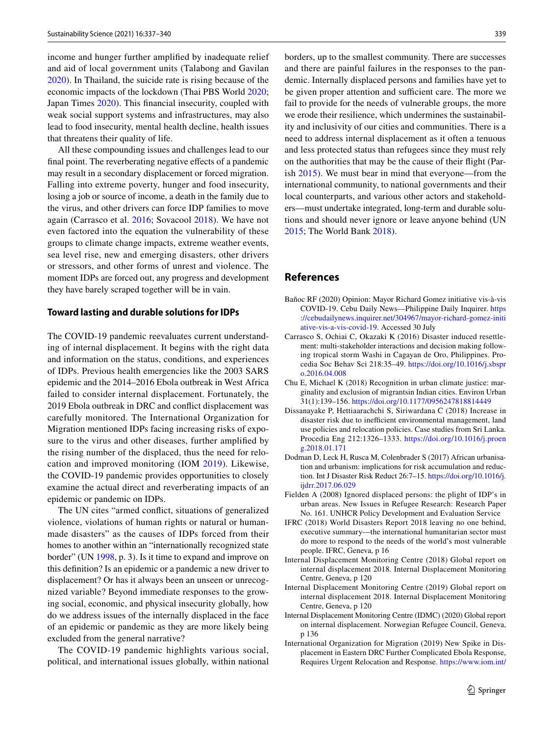income and hunger further amplified by inadequate relief and aid of local government units (Talabong and Gavilan 2020). In Thailand, the suicide rate is rising because of the economic impacts of the lockdown (Thai PBS World 2020; Japan Times 2020). This financial insecurity, coupled with weak social support systems and infrastructures, may also lead to food insecurity, mental health decline, health issues that threatens their quality of life.

All these compounding issues and challenges lead to our final point. The reverberating negative effects of a pandemic may result in a secondary displacement or forced migration. Falling into extreme poverty, hunger and food insecurity, losing a job or source of income, a death in the family due to the virus, and other drivers can force IDP families to move again (Carrasco et al. 2016; Sovacool 2018). We have not even factored into the equation the vulnerability of these groups to climate change impacts, extreme weather events, sea level rise, new and emerging disasters, other drivers or stressors, and other forms of unrest and violence. The moment IDPs are forced out, any progress and development they have barely scraped together will be in vain.

## Toward lasting and durable solutions for IDPs

The COVID-19 pandemic reevaluates current understanding of internal displacement. It begins with the right data and information on the status, conditions, and experiences of IDPs. Previous health emergencies like the 2003 SARS epidemic and the 2014–2016 Ebola outbreak in West Africa failed to consider internal displacement. Fortunately, the 2019 Ebola outbreak in DRC and conflict displacement was carefully monitored. The International Organization for Migration mentioned IDPs facing increasing risks of exposure to the virus and other diseases, further amplified by the rising number of the displaced, thus the need for relocation and improved monitoring (IOM 2019). Likewise, the COVID-19 pandemic provides opportunities to closely examine the actual direct and reverberating impacts of an epidemic or pandemic on IDPs.

The UN cites "armed conflict, situations of generalized violence, violations of human rights or natural or human-made disasters" as the causes of IDPs forced from their homes to another within an "internationally recognized state border" (UN 1998, p. 3). Is it time to expand and improve on this definition? Is an epidemic or a pandemic a new driver to displacement? Or has it always been an unseen or unrecognized variable? Beyond immediate responses to the growing social, economic, and physical insecurity globally, how do we address issues of the internally displaced in the face of an epidemic or pandemic as they are more likely being excluded from the general narrative?

The COVID-19 pandemic highlights various social, political, and international issues globally, within national borders, up to the smallest community. There are successes and there are painful failures in the responses to the pandemic. Internally displaced persons and families have yet to be given proper attention and sufficient care. The more we fail to provide for the needs of vulnerable groups, the more we erode their resilience, which undermines the sustainability and inclusivity of our cities and communities. There is a need to address internal displacement as it often a tenuous and less protected status than refugees since they must rely on the authorities that may be the cause of their flight (Parish 2015). We must bear in mind that everyone—from the international community, to national governments and their local counterparts, and various other actors and stakeholders—must undertake integrated, long-term and durable solutions and should never ignore or leave anyone behind (UN 2015; The World Bank 2018).

## References

Bañoc RF (2020) Opinion: Mayor Richard Gomez initiative vis-à-vis COVID-19. Cebu Daily News—Philippine Daily Inquirer. https://cebudailynews.inquirer.net/304967/mayor-richard-gomez-initiative-vis-a-vis-covid-19. Accessed 30 July

Carrasco S, Ochiai C, Okazaki K (2016) Disaster induced resettlement: multi-stakeholder interactions and decision making following tropical storm Washi in Cagayan de Oro, Philippines. Procedia Soc Behav Sci 218:35–49. https://doi.org/10.1016/j.sbspro.2016.04.008

Chu E, Michael K (2018) Recognition in urban climate justice: marginality and exclusion of migrantsin Indian cities. Environ Urban 31(1):139–156. https://doi.org/10.1177/0956247818814449

Dissanayake P, Hettiaarachchi S, Siriwardana C (2018) Increase in disaster risk due to inefficient environmental management, land use policies and relocation policies. Case studies from Sri Lanka. Procedia Eng 212:1326–1333. https://doi.org/10.1016/j.proeng.2018.01.171

Dodman D, Leck H, Rusca M, Colenbrader S (2017) African urbanisation and urbanism: implications for risk accumulation and reduction. Int J Disaster Risk Reduct 26:7–15. https://doi.org/10.1016/j.ijdrr.2017.06.029

Fielden A (2008) Ignored displaced persons: the plight of IDP's in urban areas. New Issues in Refugee Research: Research Paper No. 161. UNHCR Policy Development and Evaluation Service

IFRC (2018) World Disasters Report 2018 leaving no one behind, executive summary—the international humanitarian sector must do more to respond to the needs of the world's most vulnerable people. IFRC, Geneva, p 16

Internal Displacement Monitoring Centre (2018) Global report on internal displacement 2018. Internal Displacement Monitoring Centre, Geneva, p 120

Internal Displacement Monitoring Centre (2019) Global report on internal displacement 2018. Internal Displacement Monitoring Centre, Geneva, p 120

Internal Displacement Monitoring Centre (IDMC) (2020) Global report on internal displacement. Norwegian Refugee Council, Geneva, p 136

International Organization for Migration (2019) New Spike in Displacement in Eastern DRC Further Complicated Ebola Response, Requires Urgent Relocation and Response. https://www.iom.int/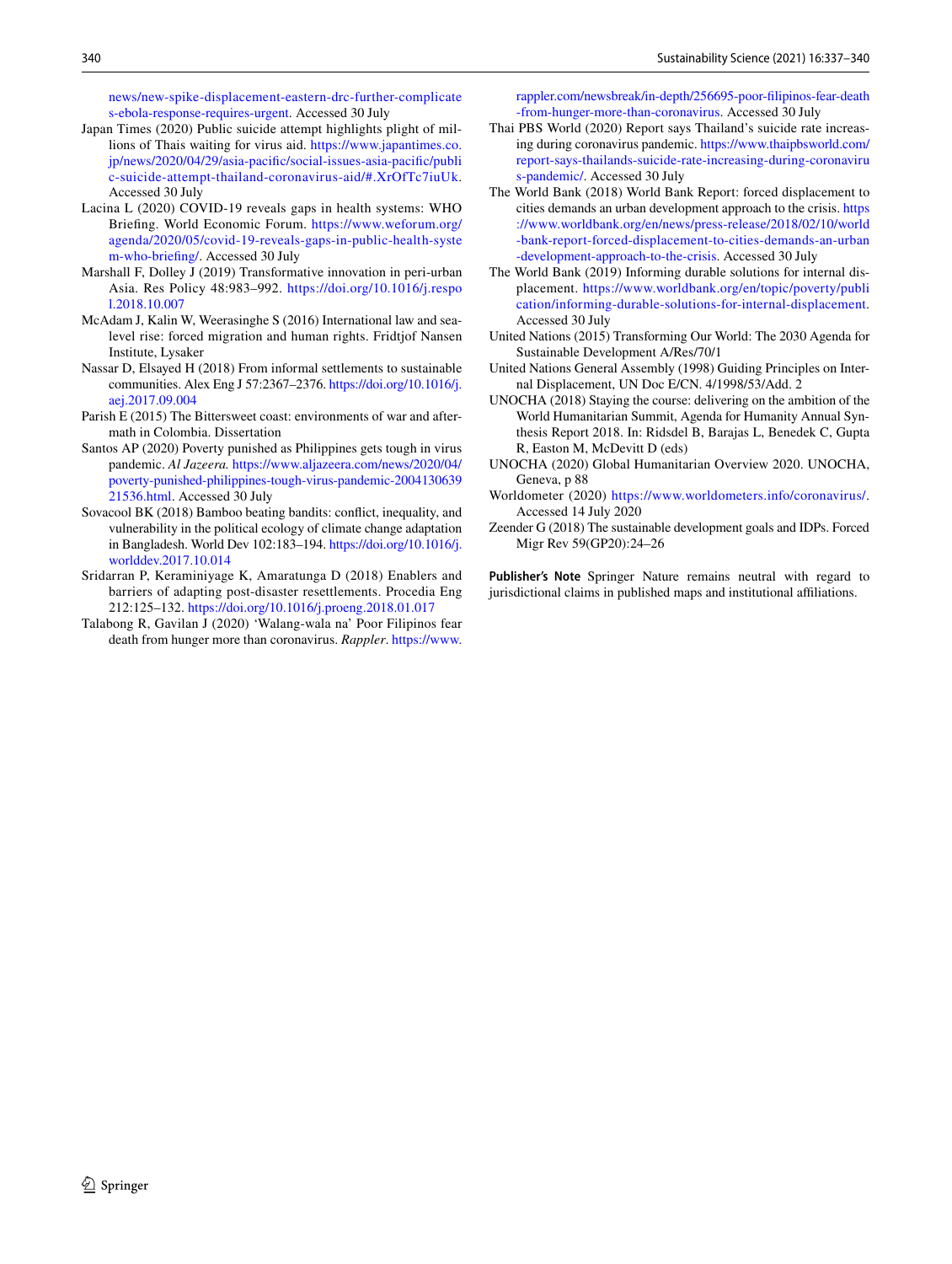news/new-spike-displacement-eastern-drc-further-complicates-ebola-response-requires-urgent. Accessed 30 July

Japan Times (2020) Public suicide attempt highlights plight of millions of Thais waiting for virus aid. https://www.japantimes.co.jp/news/2020/04/29/asia-pacific/social-issues-asia-pacific/public-suicide-attempt-thailand-coronavirus-aid/#.XrOfTc7iuUk. Accessed 30 July

Lacina L (2020) COVID-19 reveals gaps in health systems: WHO Briefing. World Economic Forum. https://www.weforum.org/agenda/2020/05/covid-19-reveals-gaps-in-public-health-system-who-briefing/. Accessed 30 July

Marshall F, Dolley J (2019) Transformative innovation in peri-urban Asia. Res Policy 48:983–992. https://doi.org/10.1016/j.respol.2018.10.007

McAdam J, Kalin W, Weerasinghe S (2016) International law and sea-level rise: forced migration and human rights. Fridtjof Nansen Institute, Lysaker

Nassar D, Elsayed H (2018) From informal settlements to sustainable communities. Alex Eng J 57:2367–2376. https://doi.org/10.1016/j.aej.2017.09.004

Parish E (2015) The Bittersweet coast: environments of war and aftermath in Colombia. Dissertation

Santos AP (2020) Poverty punished as Philippines gets tough in virus pandemic. *Al Jazeera*. https://www.aljazeera.com/news/2020/04/poverty-punished-philippines-tough-virus-pandemic-200413063921536.html. Accessed 30 July

Sovacool BK (2018) Bamboo beating bandits: conflict, inequality, and vulnerability in the political ecology of climate change adaptation in Bangladesh. World Dev 102:183–194. https://doi.org/10.1016/j.worlddev.2017.10.014

Sridarran P, Keraminiyage K, Amaratunga D (2018) Enablers and barriers of adapting post-disaster resettlements. Procedia Eng 212:125–132. https://doi.org/10.1016/j.proeng.2018.01.017

Talabong R, Gavilan J (2020) 'Walang-wala na' Poor Filipinos fear death from hunger more than coronavirus. *Rappler*. https://www.rappler.com/newsbreak/in-depth/256695-poor-filipinos-fear-death-from-hunger-more-than-coronavirus. Accessed 30 July

Thai PBS World (2020) Report says Thailand's suicide rate increasing during coronavirus pandemic. https://www.thaipbsworld.com/report-says-thailands-suicide-rate-increasing-during-coronavirus-pandemic/. Accessed 30 July

The World Bank (2018) World Bank Report: forced displacement to cities demands an urban development approach to the crisis. https://www.worldbank.org/en/news/press-release/2018/02/10/world-bank-report-forced-displacement-to-cities-demands-an-urban-development-approach-to-the-crisis. Accessed 30 July

The World Bank (2019) Informing durable solutions for internal displacement. https://www.worldbank.org/en/topic/poverty/publication/informing-durable-solutions-for-internal-displacement. Accessed 30 July

United Nations (2015) Transforming Our World: The 2030 Agenda for Sustainable Development A/Res/70/1

United Nations General Assembly (1998) Guiding Principles on Internal Displacement, UN Doc E/CN. 4/1998/53/Add. 2

UNOCHA (2018) Staying the course: delivering on the ambition of the World Humanitarian Summit, Agenda for Humanity Annual Synthesis Report 2018. In: Ridsdel B, Barajas L, Benedek C, Gupta R, Easton M, McDevitt D (eds)

UNOCHA (2020) Global Humanitarian Overview 2020. UNOCHA, Geneva, p 88

Worldometer (2020) https://www.worldometers.info/coronavirus/. Accessed 14 July 2020

Zeender G (2018) The sustainable development goals and IDPs. Forced Migr Rev 59(GP20):24–26

**Publisher's Note** Springer Nature remains neutral with regard to jurisdictional claims in published maps and institutional affiliations.